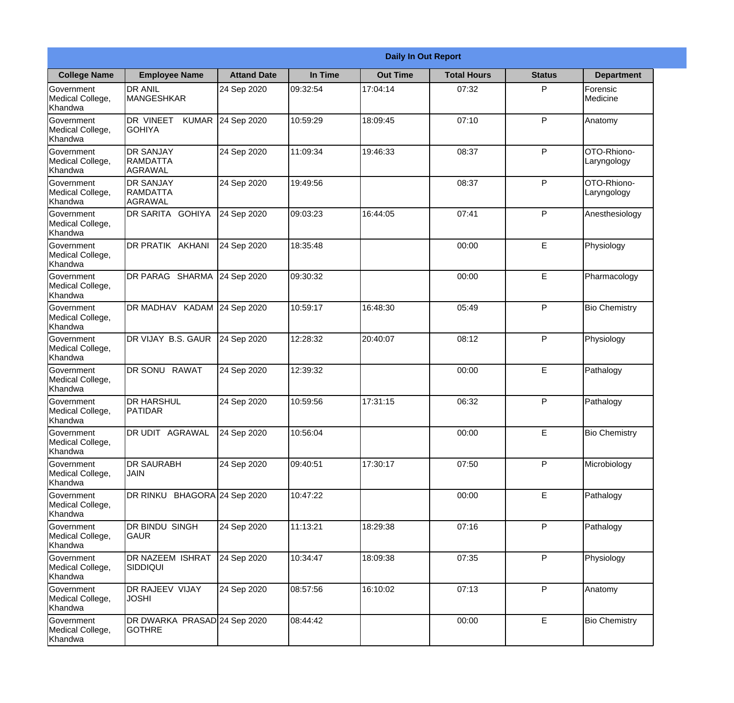| Daily In Out Report | | | | | | | |
|---|---|---|---|---|---|---|---|
| **College Name** | **Employee Name** | **Attand Date** | **In Time** | **Out Time** | **Total Hours** | **Status** | **Department** |
| Government Medical College, Khandwa | DR ANIL MANGESHKAR | 24 Sep 2020 | 09:32:54 | 17:04:14 | 07:32 | P | Forensic Medicine |
| Government Medical College, Khandwa | DR VINEET KUMAR GOHIYA | 24 Sep 2020 | 10:59:29 | 18:09:45 | 07:10 | P | Anatomy |
| Government Medical College, Khandwa | DR SANJAY RAMDATTA AGRAWAL | 24 Sep 2020 | 11:09:34 | 19:46:33 | 08:37 | P | OTO-Rhiono-Laryngology |
| Government Medical College, Khandwa | DR SANJAY RAMDATTA AGRAWAL | 24 Sep 2020 | 19:49:56 | | 08:37 | P | OTO-Rhiono-Laryngology |
| Government Medical College, Khandwa | DR SARITA GOHIYA | 24 Sep 2020 | 09:03:23 | 16:44:05 | 07:41 | P | Anesthesiology |
| Government Medical College, Khandwa | DR PRATIK AKHANI | 24 Sep 2020 | 18:35:48 | | 00:00 | E | Physiology |
| Government Medical College, Khandwa | DR PARAG SHARMA | 24 Sep 2020 | 09:30:32 | | 00:00 | E | Pharmacology |
| Government Medical College, Khandwa | DR MADHAV KADAM | 24 Sep 2020 | 10:59:17 | 16:48:30 | 05:49 | P | Bio Chemistry |
| Government Medical College, Khandwa | DR VIJAY B.S. GAUR | 24 Sep 2020 | 12:28:32 | 20:40:07 | 08:12 | P | Physiology |
| Government Medical College, Khandwa | DR SONU RAWAT | 24 Sep 2020 | 12:39:32 | | 00:00 | E | Pathalogy |
| Government Medical College, Khandwa | DR HARSHUL PATIDAR | 24 Sep 2020 | 10:59:56 | 17:31:15 | 06:32 | P | Pathalogy |
| Government Medical College, Khandwa | DR UDIT AGRAWAL | 24 Sep 2020 | 10:56:04 | | 00:00 | E | Bio Chemistry |
| Government Medical College, Khandwa | DR SAURABH JAIN | 24 Sep 2020 | 09:40:51 | 17:30:17 | 07:50 | P | Microbiology |
| Government Medical College, Khandwa | DR RINKU BHAGORA | 24 Sep 2020 | 10:47:22 | | 00:00 | E | Pathalogy |
| Government Medical College, Khandwa | DR BINDU SINGH GAUR | 24 Sep 2020 | 11:13:21 | 18:29:38 | 07:16 | P | Pathalogy |
| Government Medical College, Khandwa | DR NAZEEM ISHRAT SIDDIQUI | 24 Sep 2020 | 10:34:47 | 18:09:38 | 07:35 | P | Physiology |
| Government Medical College, Khandwa | DR RAJEEV VIJAY JOSHI | 24 Sep 2020 | 08:57:56 | 16:10:02 | 07:13 | P | Anatomy |
| Government Medical College, Khandwa | DR DWARKA PRASAD GOTHRE | 24 Sep 2020 | 08:44:42 | | 00:00 | E | Bio Chemistry |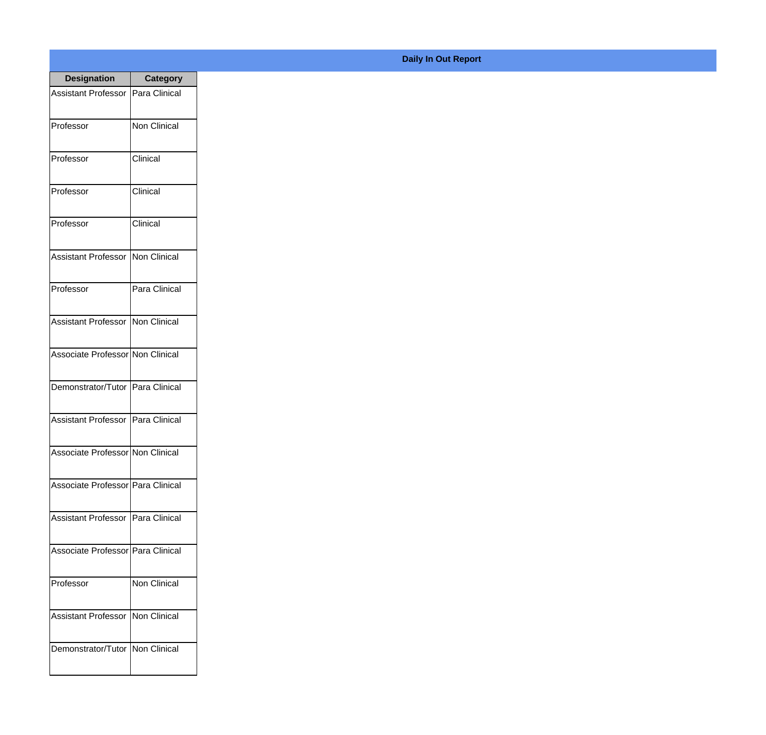**Daily In Out Report**

| Designation | Category |
| --- | --- |
| Assistant Professor | Para Clinical |
| Professor | Non Clinical |
| Professor | Clinical |
| Professor | Clinical |
| Professor | Clinical |
| Assistant Professor | Non Clinical |
| Professor | Para Clinical |
| Assistant Professor | Non Clinical |
| Associate Professor | Non Clinical |
| Demonstrator/Tutor | Para Clinical |
| Assistant Professor | Para Clinical |
| Associate Professor | Non Clinical |
| Associate Professor | Para Clinical |
| Assistant Professor | Para Clinical |
| Associate Professor | Para Clinical |
| Professor | Non Clinical |
| Assistant Professor | Non Clinical |
| Demonstrator/Tutor | Non Clinical |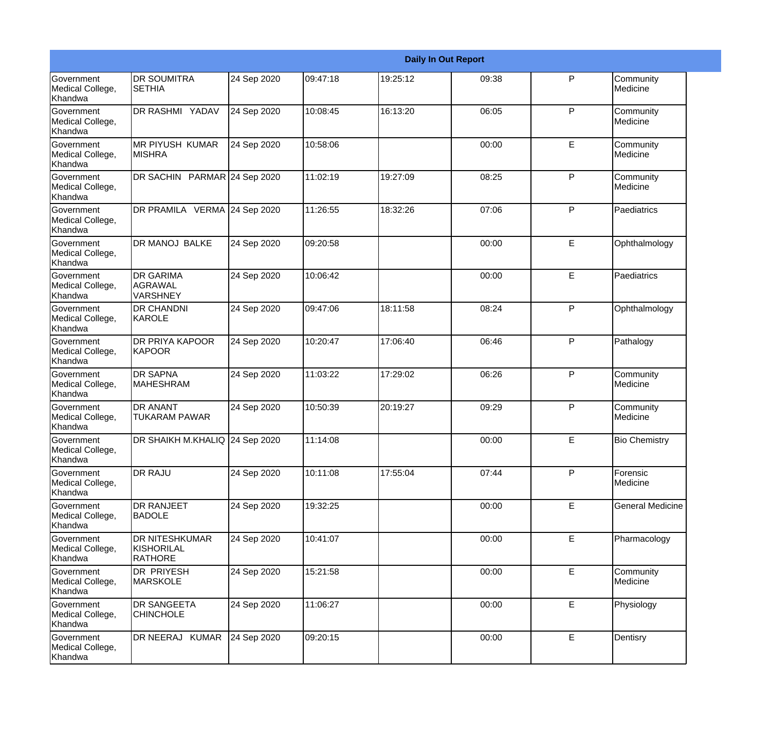| Daily In Out Report | | | | | | | |
|---|---|---|---|---|---|---|---|
| Government Medical College, Khandwa | DR SOUMITRA SETHIA | 24 Sep 2020 | 09:47:18 | 19:25:12 | 09:38 | P | Community Medicine |
| Government Medical College, Khandwa | DR RASHMI YADAV | 24 Sep 2020 | 10:08:45 | 16:13:20 | 06:05 | P | Community Medicine |
| Government Medical College, Khandwa | MR PIYUSH KUMAR MISHRA | 24 Sep 2020 | 10:58:06 | | 00:00 | E | Community Medicine |
| Government Medical College, Khandwa | DR SACHIN PARMAR | 24 Sep 2020 | 11:02:19 | 19:27:09 | 08:25 | P | Community Medicine |
| Government Medical College, Khandwa | DR PRAMILA VERMA | 24 Sep 2020 | 11:26:55 | 18:32:26 | 07:06 | P | Paediatrics |
| Government Medical College, Khandwa | DR MANOJ BALKE | 24 Sep 2020 | 09:20:58 | | 00:00 | E | Ophthalmology |
| Government Medical College, Khandwa | DR GARIMA AGRAWAL VARSHNEY | 24 Sep 2020 | 10:06:42 | | 00:00 | E | Paediatrics |
| Government Medical College, Khandwa | DR CHANDNI KAROLE | 24 Sep 2020 | 09:47:06 | 18:11:58 | 08:24 | P | Ophthalmology |
| Government Medical College, Khandwa | DR PRIYA KAPOOR KAPOOR | 24 Sep 2020 | 10:20:47 | 17:06:40 | 06:46 | P | Pathalogy |
| Government Medical College, Khandwa | DR SAPNA MAHESHRAM | 24 Sep 2020 | 11:03:22 | 17:29:02 | 06:26 | P | Community Medicine |
| Government Medical College, Khandwa | DR ANANT TUKARAM PAWAR | 24 Sep 2020 | 10:50:39 | 20:19:27 | 09:29 | P | Community Medicine |
| Government Medical College, Khandwa | DR SHAIKH M.KHALIQ | 24 Sep 2020 | 11:14:08 | | 00:00 | E | Bio Chemistry |
| Government Medical College, Khandwa | DR RAJU | 24 Sep 2020 | 10:11:08 | 17:55:04 | 07:44 | P | Forensic Medicine |
| Government Medical College, Khandwa | DR RANJEET BADOLE | 24 Sep 2020 | 19:32:25 | | 00:00 | E | General Medicine |
| Government Medical College, Khandwa | DR NITESHKUMAR KISHORILAL RATHORE | 24 Sep 2020 | 10:41:07 | | 00:00 | E | Pharmacology |
| Government Medical College, Khandwa | DR PRIYESH MARSKOLE | 24 Sep 2020 | 15:21:58 | | 00:00 | E | Community Medicine |
| Government Medical College, Khandwa | DR SANGEETA CHINCHOLE | 24 Sep 2020 | 11:06:27 | | 00:00 | E | Physiology |
| Government Medical College, Khandwa | DR NEERAJ KUMAR | 24 Sep 2020 | 09:20:15 | | 00:00 | E | Dentisry |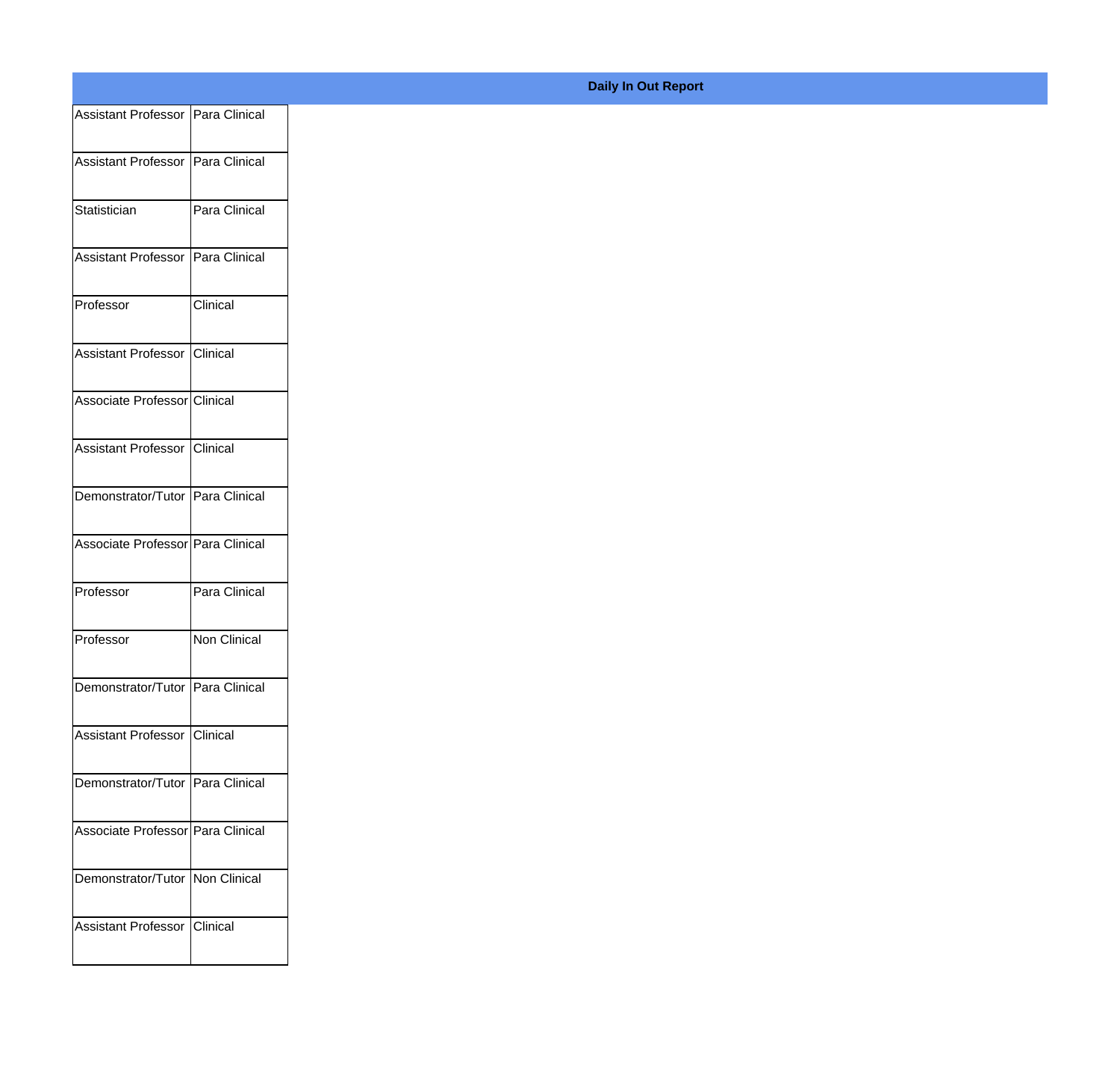**Daily In Out Report**

| | |
|---|---|
| Assistant Professor | Para Clinical |
| Assistant Professor | Para Clinical |
| Statistician | Para Clinical |
| Assistant Professor | Para Clinical |
| Professor | Clinical |
| Assistant Professor | Clinical |
| Associate Professor | Clinical |
| Assistant Professor | Clinical |
| Demonstrator/Tutor | Para Clinical |
| Associate Professor | Para Clinical |
| Professor | Para Clinical |
| Professor | Non Clinical |
| Demonstrator/Tutor | Para Clinical |
| Assistant Professor | Clinical |
| Demonstrator/Tutor | Para Clinical |
| Associate Professor | Para Clinical |
| Demonstrator/Tutor | Non Clinical |
| Assistant Professor | Clinical |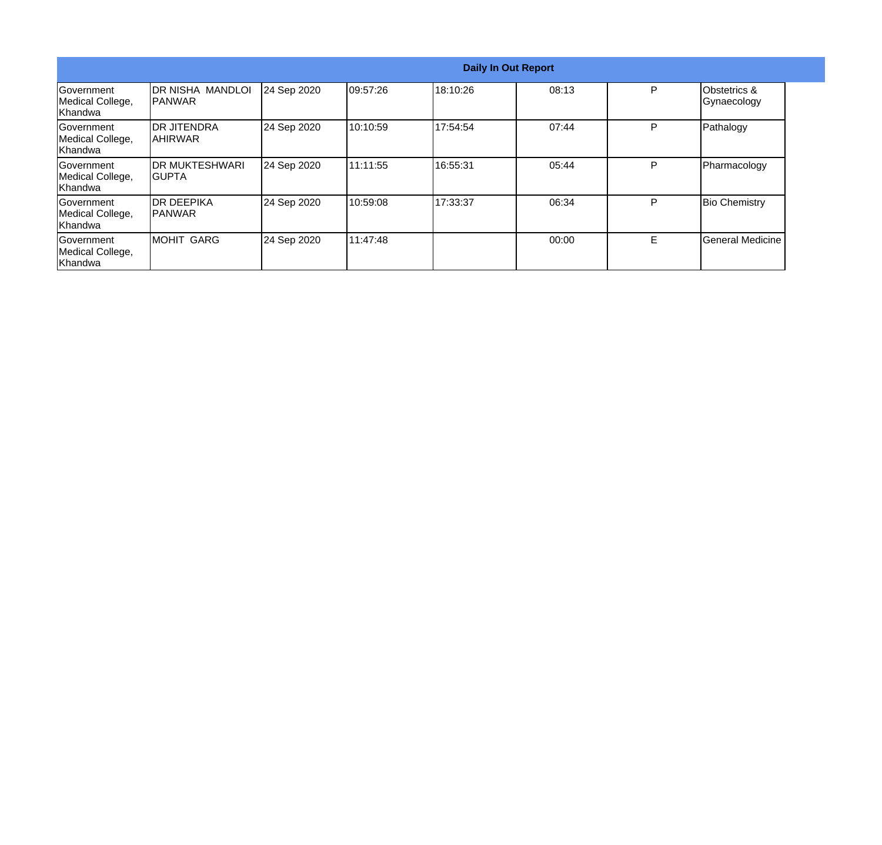| Daily In Out Report | | | | | | | |
|---|---|---|---|---|---|---|---|
| Government Medical College, Khandwa | DR NISHA MANDLOI PANWAR | 24 Sep 2020 | 09:57:26 | 18:10:26 | 08:13 | P | Obstetrics & Gynaecology |
| Government Medical College, Khandwa | DR JITENDRA AHIRWAR | 24 Sep 2020 | 10:10:59 | 17:54:54 | 07:44 | P | Pathalogy |
| Government Medical College, Khandwa | DR MUKTESHWARI GUPTA | 24 Sep 2020 | 11:11:55 | 16:55:31 | 05:44 | P | Pharmacology |
| Government Medical College, Khandwa | DR DEEPIKA PANWAR | 24 Sep 2020 | 10:59:08 | 17:33:37 | 06:34 | P | Bio Chemistry |
| Government Medical College, Khandwa | MOHIT GARG | 24 Sep 2020 | 11:47:48 | | 00:00 | E | General Medicine |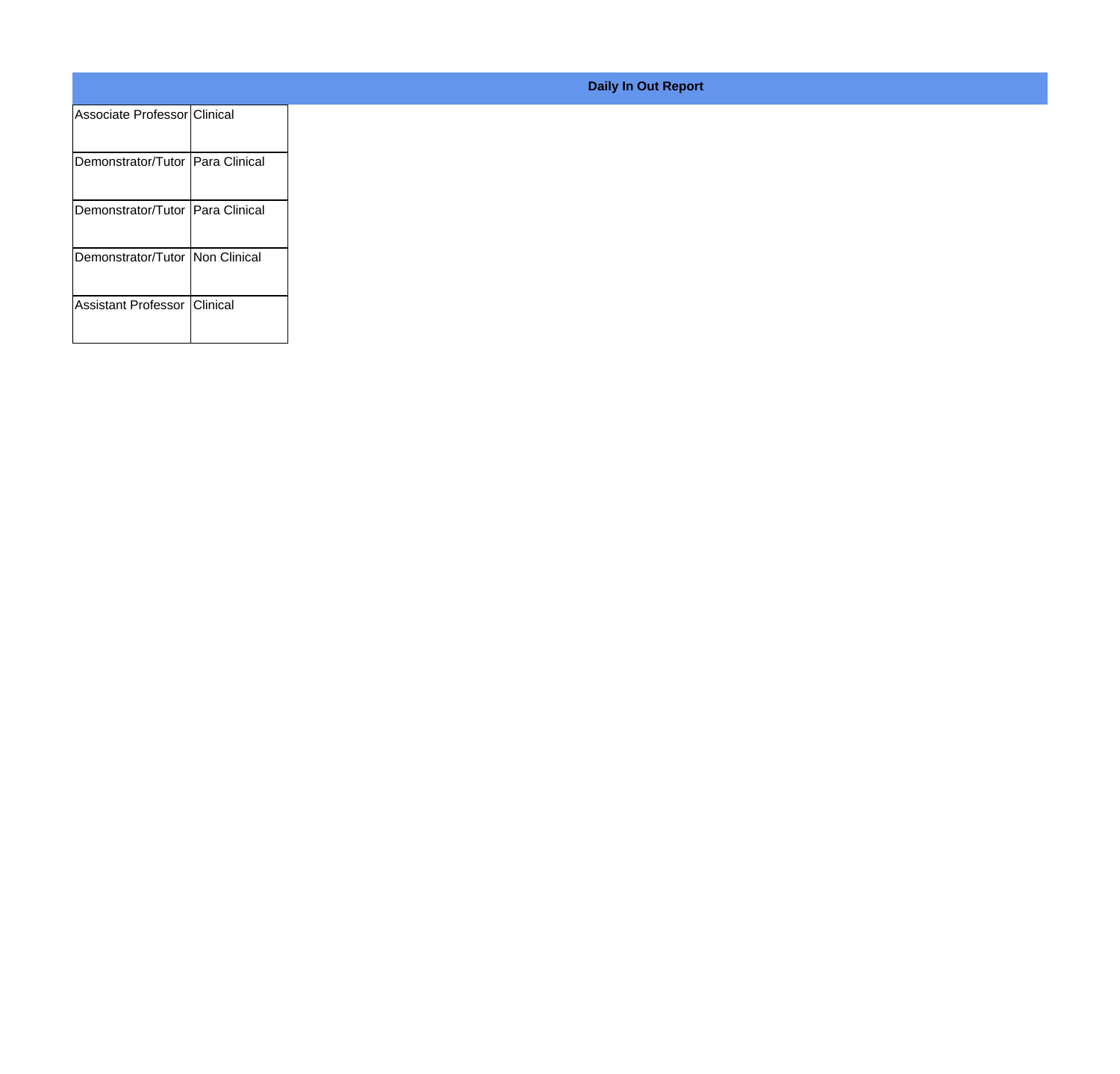**Daily In Out Report**

| | |
|---|---|
| Associate Professor | Clinical |
| Demonstrator/Tutor | Para Clinical |
| Demonstrator/Tutor | Para Clinical |
| Demonstrator/Tutor | Non Clinical |
| Assistant Professor | Clinical |